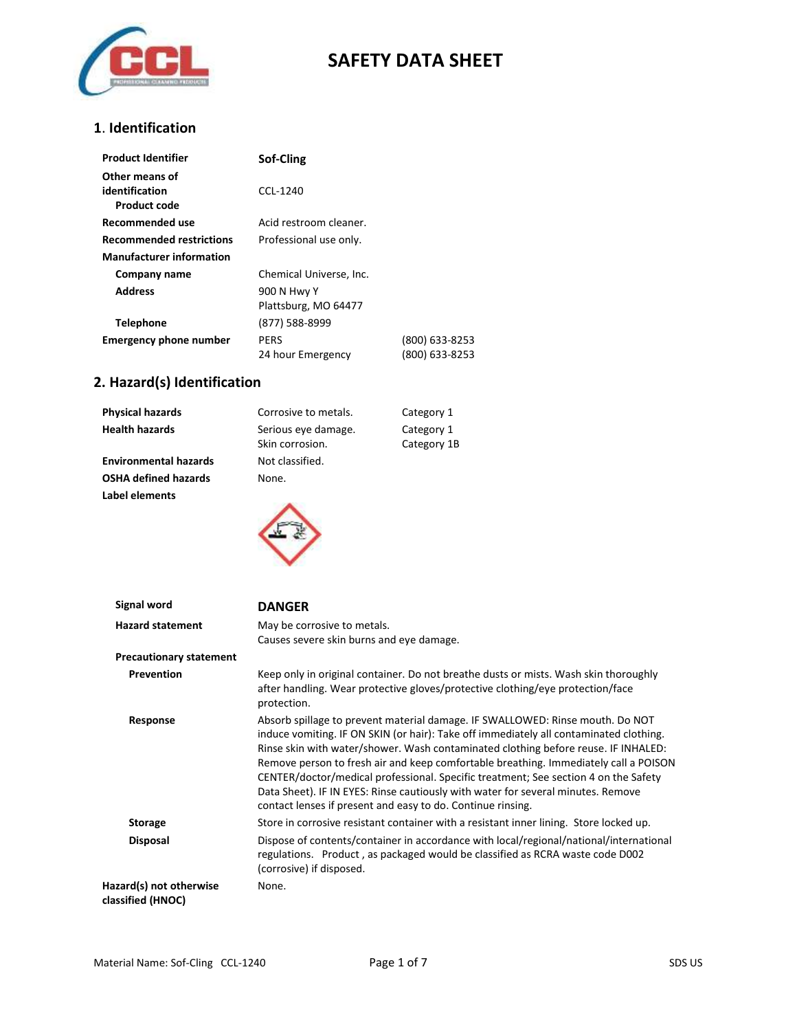# SAFETY DATA SHEET

## 1. Identification

| | | |
|---|---|---|
| **Product Identifier** | **Sof-Cling** | |
| **Other means of identification** | | |
| **Product code** | CCL-1240 | |
| **Recommended use** | Acid restroom cleaner. | |
| **Recommended restrictions** | Professional use only. | |
| **Manufacturer information** | | |
| **Company name** | Chemical Universe, Inc. | |
| **Address** | 900 N Hwy Y<br>Plattsburg, MO 64477 | |
| **Telephone** | (877) 588-8999 | |
| **Emergency phone number** | PERS | (800) 633-8253 |
| | 24 hour Emergency | (800) 633-8253 |

## 2. Hazard(s) Identification

| | | |
|---|---|---|
| **Physical hazards** | Corrosive to metals. | Category 1 |
| **Health hazards** | Serious eye damage. | Category 1 |
| | Skin corrosion. | Category 1B |
| **Environmental hazards** | Not classified. | |
| **OSHA defined hazards** | None. | |

**Label elements**

**Signal word** **DANGER**

**Hazard statement**
May be corrosive to metals.
Causes severe skin burns and eye damage.

**Precautionary statement**

**Prevention**
Keep only in original container. Do not breathe dusts or mists. Wash skin thoroughly after handling. Wear protective gloves/protective clothing/eye protection/face protection.

**Response**
Absorb spillage to prevent material damage. IF SWALLOWED: Rinse mouth. Do NOT induce vomiting. IF ON SKIN (or hair): Take off immediately all contaminated clothing. Rinse skin with water/shower. Wash contaminated clothing before reuse. IF INHALED: Remove person to fresh air and keep comfortable breathing. Immediately call a POISON CENTER/doctor/medical professional. Specific treatment; See section 4 on the Safety Data Sheet). IF IN EYES: Rinse cautiously with water for several minutes. Remove contact lenses if present and easy to do. Continue rinsing.

**Storage**
Store in corrosive resistant container with a resistant inner lining. Store locked up.

**Disposal**
Dispose of contents/container in accordance with local/regional/national/international regulations. Product , as packaged would be classified as RCRA waste code D002 (corrosive) if disposed.

**Hazard(s) not otherwise classified (HNOC)**
None.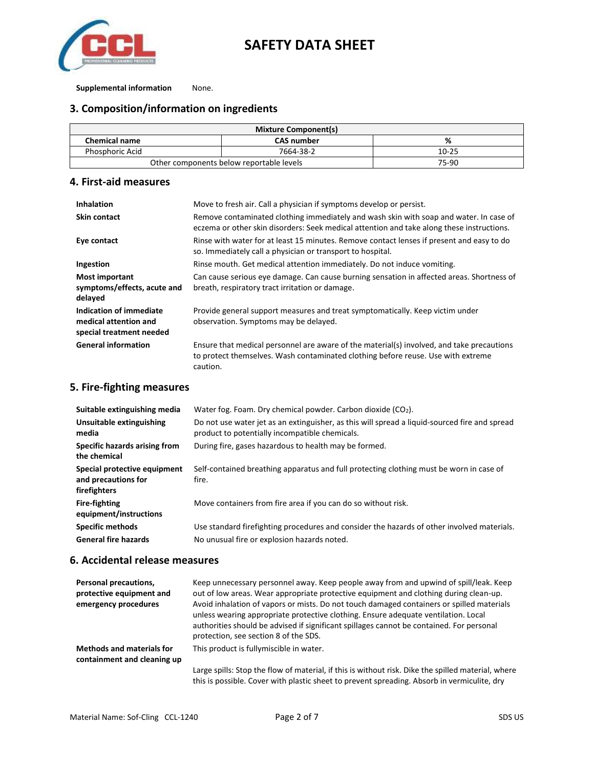**Supplemental information** None.

## 3. Composition/information on ingredients

| Mixture Component(s) | | |
|---|---|---|
| **Chemical name** | **CAS number** | **%** |
| Phosphoric Acid | 7664-38-2 | 10-25 |
| Other components below reportable levels | | 75-90 |

## 4. First-aid measures

**Inhalation** Move to fresh air. Call a physician if symptoms develop or persist.

**Skin contact** Remove contaminated clothing immediately and wash skin with soap and water. In case of eczema or other skin disorders: Seek medical attention and take along these instructions.

**Eye contact** Rinse with water for at least 15 minutes. Remove contact lenses if present and easy to do so. Immediately call a physician or transport to hospital.

**Ingestion** Rinse mouth. Get medical attention immediately. Do not induce vomiting.

**Most important symptoms/effects, acute and delayed** Can cause serious eye damage. Can cause burning sensation in affected areas. Shortness of breath, respiratory tract irritation or damage.

**Indication of immediate medical attention and special treatment needed** Provide general support measures and treat symptomatically. Keep victim under observation. Symptoms may be delayed.

**General information** Ensure that medical personnel are aware of the material(s) involved, and take precautions to protect themselves. Wash contaminated clothing before reuse. Use with extreme caution.

## 5. Fire-fighting measures

**Suitable extinguishing media** Water fog. Foam. Dry chemical powder. Carbon dioxide ($CO_2$).

**Unsuitable extinguishing media** Do not use water jet as an extinguisher, as this will spread a liquid-sourced fire and spread product to potentially incompatible chemicals.

**Specific hazards arising from the chemical** During fire, gases hazardous to health may be formed.

**Special protective equipment and precautions for firefighters** Self-contained breathing apparatus and full protecting clothing must be worn in case of fire.

**Fire-fighting equipment/instructions** Move containers from fire area if you can do so without risk.

**Specific methods** Use standard firefighting procedures and consider the hazards of other involved materials.

**General fire hazards** No unusual fire or explosion hazards noted.

## 6. Accidental release measures

**Personal precautions, protective equipment and emergency procedures** Keep unnecessary personnel away. Keep people away from and upwind of spill/leak. Keep out of low areas. Wear appropriate protective equipment and clothing during clean-up. Avoid inhalation of vapors or mists. Do not touch damaged containers or spilled materials unless wearing appropriate protective clothing. Ensure adequate ventilation. Local authorities should be advised if significant spillages cannot be contained. For personal protection, see section 8 of the SDS.

**Methods and materials for containment and cleaning up** This product is fullymiscible in water.

Large spills: Stop the flow of material, if this is without risk. Dike the spilled material, where this is possible. Cover with plastic sheet to prevent spreading. Absorb in vermiculite, dry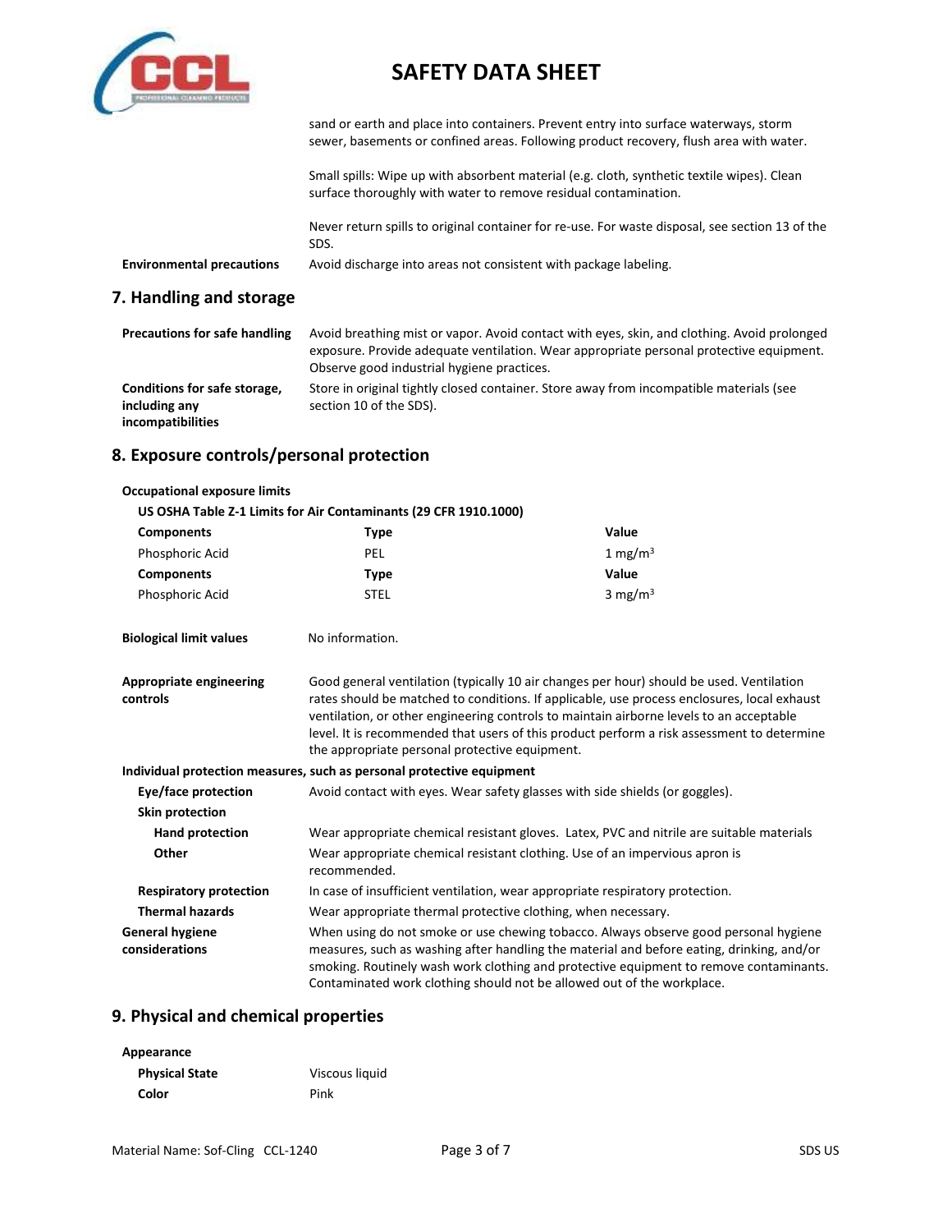sand or earth and place into containers. Prevent entry into surface waterways, storm sewer, basements or confined areas. Following product recovery, flush area with water.

Small spills: Wipe up with absorbent material (e.g. cloth, synthetic textile wipes). Clean surface thoroughly with water to remove residual contamination.

Never return spills to original container for re-use. For waste disposal, see section 13 of the SDS.

**Environmental precautions** Avoid discharge into areas not consistent with package labeling.

## 7. Handling and storage

**Precautions for safe handling** Avoid breathing mist or vapor. Avoid contact with eyes, skin, and clothing. Avoid prolonged exposure. Provide adequate ventilation. Wear appropriate personal protective equipment. Observe good industrial hygiene practices.

**Conditions for safe storage, including any incompatibilities** Store in original tightly closed container. Store away from incompatible materials (see section 10 of the SDS).

## 8. Exposure controls/personal protection

**Occupational exposure limits**

**US OSHA Table Z-1 Limits for Air Contaminants (29 CFR 1910.1000)**

| Components | Type | Value |
| --- | --- | --- |
| Phosphoric Acid | PEL | 1 $mg/m^3$ |
| **Components** | **Type** | **Value** |
| Phosphoric Acid | STEL | 3 $mg/m^3$ |

**Biological limit values** No information.

**Appropriate engineering controls** Good general ventilation (typically 10 air changes per hour) should be used. Ventilation rates should be matched to conditions. If applicable, use process enclosures, local exhaust ventilation, or other engineering controls to maintain airborne levels to an acceptable level. It is recommended that users of this product perform a risk assessment to determine the appropriate personal protective equipment.

**Individual protection measures, such as personal protective equipment**

**Eye/face protection** Avoid contact with eyes. Wear safety glasses with side shields (or goggles).

**Skin protection**

**Hand protection** Wear appropriate chemical resistant gloves. Latex, PVC and nitrile are suitable materials

**Other** Wear appropriate chemical resistant clothing. Use of an impervious apron is recommended.

**Respiratory protection** In case of insufficient ventilation, wear appropriate respiratory protection.

**Thermal hazards** Wear appropriate thermal protective clothing, when necessary.

**General hygiene considerations** When using do not smoke or use chewing tobacco. Always observe good personal hygiene measures, such as washing after handling the material and before eating, drinking, and/or smoking. Routinely wash work clothing and protective equipment to remove contaminants. Contaminated work clothing should not be allowed out of the workplace.

## 9. Physical and chemical properties

**Appearance**

**Physical State** Viscous liquid

**Color** Pink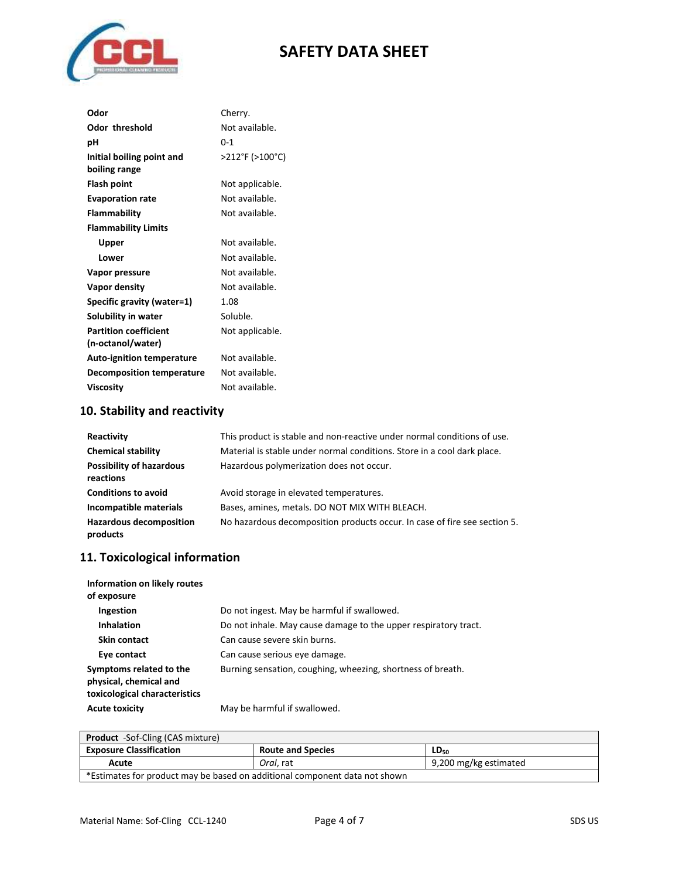| | |
|---|---|
| **Odor** | Cherry. |
| **Odor threshold** | Not available. |
| **pH** | 0-1 |
| **Initial boiling point and boiling range** | >212°F (>100°C) |
| **Flash point** | Not applicable. |
| **Evaporation rate** | Not available. |
| **Flammability** | Not available. |
| **Flammability Limits** | |
| **Upper** | Not available. |
| **Lower** | Not available. |
| **Vapor pressure** | Not available. |
| **Vapor density** | Not available. |
| **Specific gravity (water=1)** | 1.08 |
| **Solubility in water** | Soluble. |
| **Partition coefficient (n-octanol/water)** | Not applicable. |
| **Auto-ignition temperature** | Not available. |
| **Decomposition temperature** | Not available. |
| **Viscosity** | Not available. |

## 10. Stability and reactivity

| | |
|---|---|
| **Reactivity** | This product is stable and non-reactive under normal conditions of use. |
| **Chemical stability** | Material is stable under normal conditions. Store in a cool dark place. |
| **Possibility of hazardous reactions** | Hazardous polymerization does not occur. |
| **Conditions to avoid** | Avoid storage in elevated temperatures. |
| **Incompatible materials** | Bases, amines, metals. DO NOT MIX WITH BLEACH. |
| **Hazardous decomposition products** | No hazardous decomposition products occur. In case of fire see section 5. |

## 11. Toxicological information

| | |
|---|---|
| **Information on likely routes of exposure** | |
| **Ingestion** | Do not ingest. May be harmful if swallowed. |
| **Inhalation** | Do not inhale. May cause damage to the upper respiratory tract. |
| **Skin contact** | Can cause severe skin burns. |
| **Eye contact** | Can cause serious eye damage. |
| **Symptoms related to the physical, chemical and toxicological characteristics** | Burning sensation, coughing, wheezing, shortness of breath. |
| **Acute toxicity** | May be harmful if swallowed. |

| **Product** -Sof-Cling (CAS mixture) | | |
|---|---|---|
| **Exposure Classification** | **Route and Species** | **$LD_{50}$** |
| **Acute** | *Oral*, rat | 9,200 mg/kg estimated |
| *Estimates for product may be based on additional component data not shown | | |

Material Name: Sof-Cling CCL-1240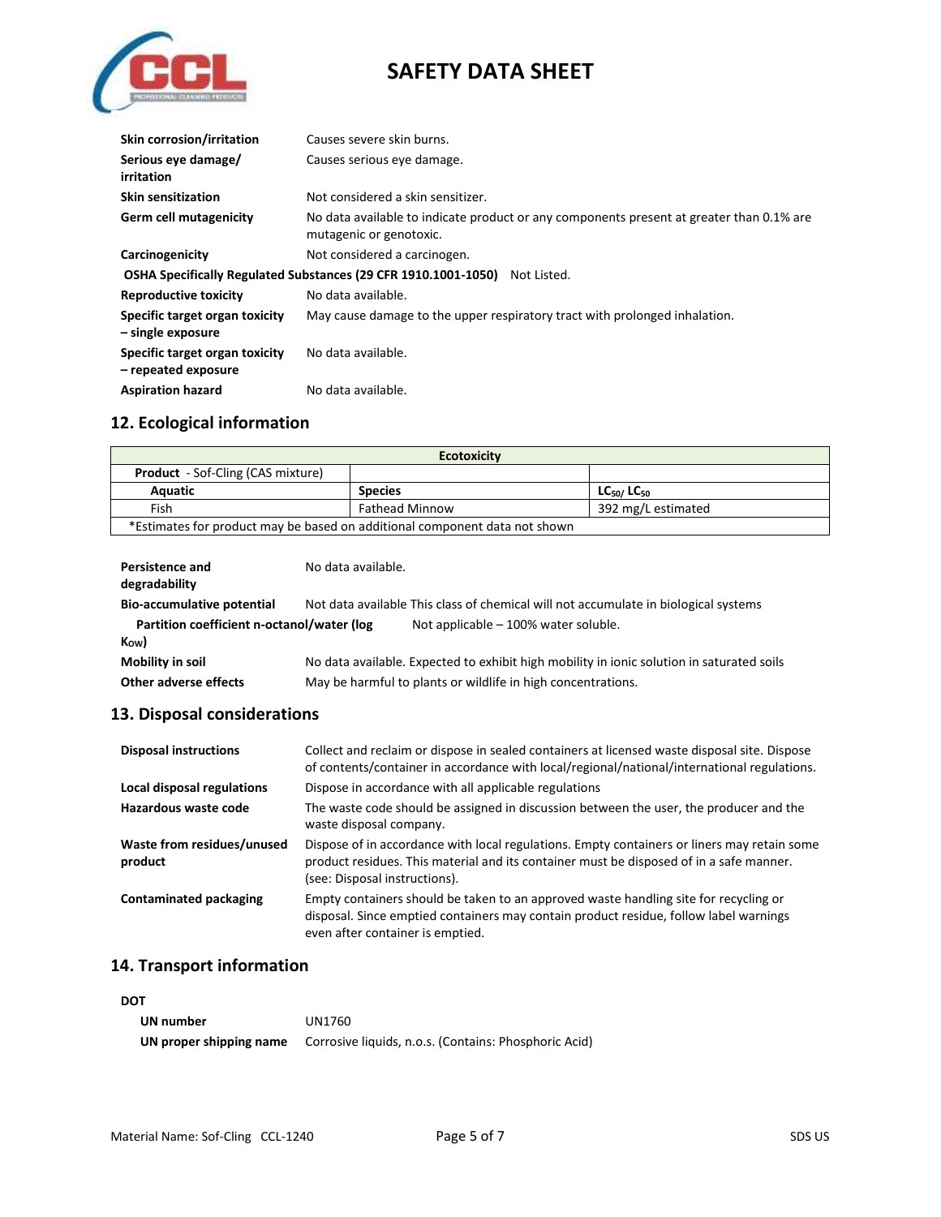| | |
|---|---|
| **Skin corrosion/irritation** | Causes severe skin burns. |
| **Serious eye damage/ irritation** | Causes serious eye damage. |
| **Skin sensitization** | Not considered a skin sensitizer. |
| **Germ cell mutagenicity** | No data available to indicate product or any components present at greater than 0.1% are mutagenic or genotoxic. |
| **Carcinogenicity** | Not considered a carcinogen. |
| **OSHA Specifically Regulated Substances (29 CFR 1910.1001-1050)** | Not Listed. |
| **Reproductive toxicity** | No data available. |
| **Specific target organ toxicity – single exposure** | May cause damage to the upper respiratory tract with prolonged inhalation. |
| **Specific target organ toxicity – repeated exposure** | No data available. |
| **Aspiration hazard** | No data available. |

## 12. Ecological information

| **Ecotoxicity** | | |
|---|---|---|
| **Product** - Sof-Cling (CAS mixture) | | |
| **Aquatic** | **Species** | **$LC_{50}$/ $LC_{50}$** |
| Fish | Fathead Minnow | 392 mg/L estimated |
| *Estimates for product may be based on additional component data not shown | | |

| | |
|---|---|
| **Persistence and degradability** | No data available. |
| **Bio-accumulative potential** | Not data available This class of chemical will not accumulate in biological systems |
| **Partition coefficient n-octanol/water (log $K_{OW}$)** | Not applicable – 100% water soluble. |
| **Mobility in soil** | No data available. Expected to exhibit high mobility in ionic solution in saturated soils |
| **Other adverse effects** | May be harmful to plants or wildlife in high concentrations. |

## 13. Disposal considerations

| | |
|---|---|
| **Disposal instructions** | Collect and reclaim or dispose in sealed containers at licensed waste disposal site. Dispose of contents/container in accordance with local/regional/national/international regulations. |
| **Local disposal regulations** | Dispose in accordance with all applicable regulations |
| **Hazardous waste code** | The waste code should be assigned in discussion between the user, the producer and the waste disposal company. |
| **Waste from residues/unused product** | Dispose of in accordance with local regulations. Empty containers or liners may retain some product residues. This material and its container must be disposed of in a safe manner. (see: Disposal instructions). |
| **Contaminated packaging** | Empty containers should be taken to an approved waste handling site for recycling or disposal. Since emptied containers may contain product residue, follow label warnings even after container is emptied. |

## 14. Transport information

**DOT**

| | |
|---|---|
| **UN number** | UN1760 |
| **UN proper shipping name** | Corrosive liquids, n.o.s. (Contains: Phosphoric Acid) |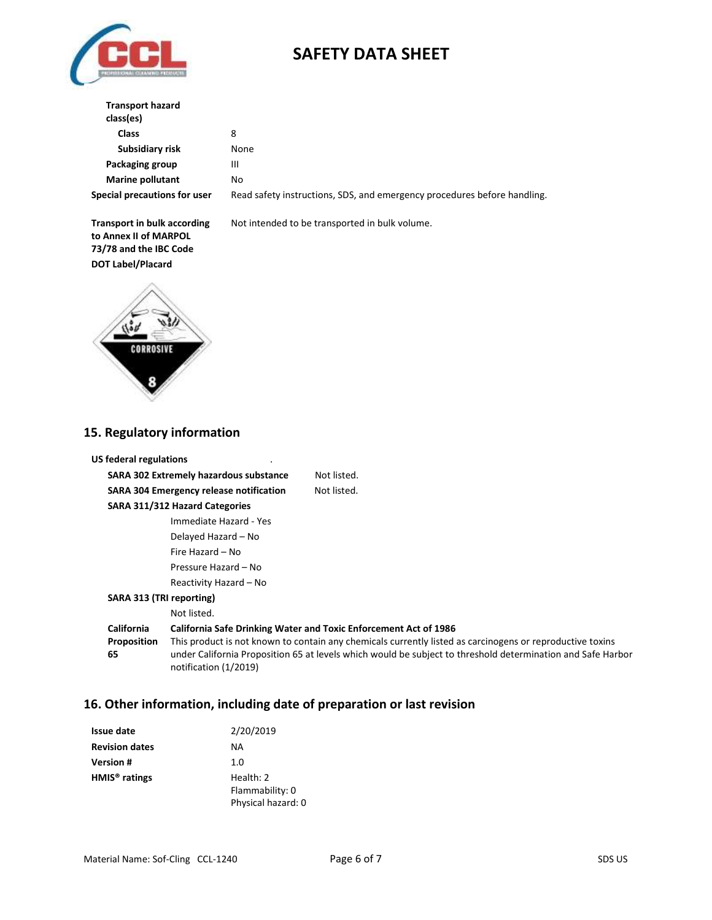| | |
|---|---|
| **Transport hazard class(es)** | |
| **Class** | 8 |
| **Subsidiary risk** | None |
| **Packaging group** | III |
| **Marine pollutant** | No |
| **Special precautions for user** | Read safety instructions, SDS, and emergency procedures before handling. |
| **Transport in bulk according to Annex II of MARPOL 73/78 and the IBC Code** | Not intended to be transported in bulk volume. |
| **DOT Label/Placard** | |

CORROSIVE 8

## 15. Regulatory information

**US federal regulations**

| | |
|---|---|
| **SARA 302 Extremely hazardous substance** | Not listed. |
| **SARA 304 Emergency release notification** | Not listed. |

**SARA 311/312 Hazard Categories**

- Immediate Hazard - Yes
- Delayed Hazard – No
- Fire Hazard – No
- Pressure Hazard – No
- Reactivity Hazard – No

**SARA 313 (TRI reporting)**

Not listed.

**California Proposition 65**

**California Safe Drinking Water and Toxic Enforcement Act of 1986**

This product is not known to contain any chemicals currently listed as carcinogens or reproductive toxins under California Proposition 65 at levels which would be subject to threshold determination and Safe Harbor notification (1/2019)

## 16. Other information, including date of preparation or last revision

| | |
|---|---|
| **Issue date** | 2/20/2019 |
| **Revision dates** | NA |
| **Version #** | 1.0 |
| **HMIS® ratings** | Health: 2<br>Flammability: 0<br>Physical hazard: 0 |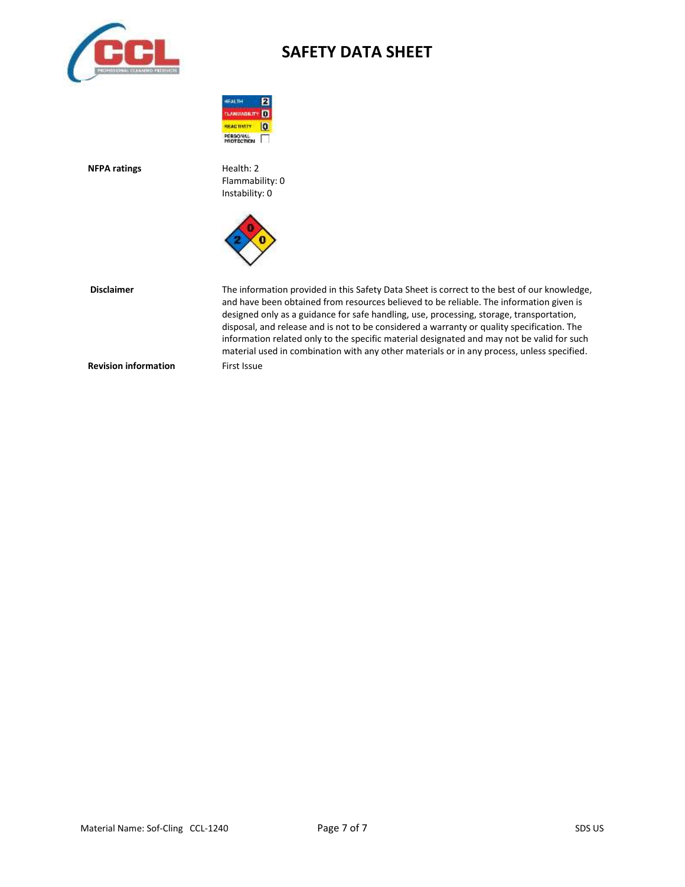# SAFETY DATA SHEET

| | |
|---|---|
| HEALTH | 2 |
| FLAMMABILITY | 0 |
| REACTIVITY | 0 |
| PERSONAL PROTECTION | |

**NFPA ratings**

Health: 2
Flammability: 0
Instability: 0

**Disclaimer**

The information provided in this Safety Data Sheet is correct to the best of our knowledge, and have been obtained from resources believed to be reliable. The information given is designed only as a guidance for safe handling, use, processing, storage, transportation, disposal, and release and is not to be considered a warranty or quality specification. The information related only to the specific material designated and may not be valid for such material used in combination with any other materials or in any process, unless specified.

**Revision information**

First Issue